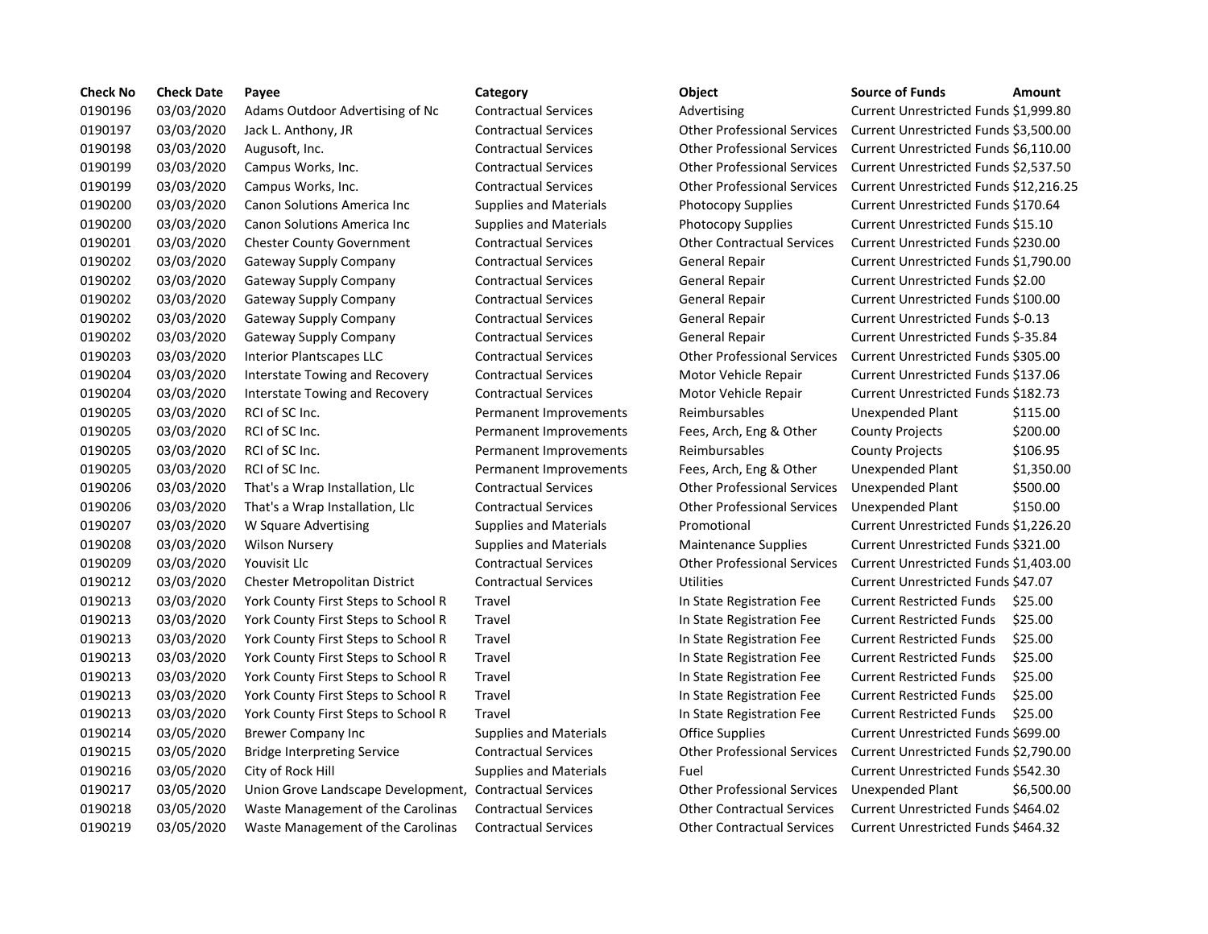| Check No | Check Date | Payee | Category | Object | Source of Funds | Amount |
|---|---|---|---|---|---|---|
| 0190196 | 03/03/2020 | Adams Outdoor Advertising of Nc | Contractual Services | Advertising | Current Unrestricted Funds | $1,999.80 |
| 0190197 | 03/03/2020 | Jack L. Anthony, JR | Contractual Services | Other Professional Services | Current Unrestricted Funds | $3,500.00 |
| 0190198 | 03/03/2020 | Augusoft, Inc. | Contractual Services | Other Professional Services | Current Unrestricted Funds | $6,110.00 |
| 0190199 | 03/03/2020 | Campus Works, Inc. | Contractual Services | Other Professional Services | Current Unrestricted Funds | $2,537.50 |
| 0190199 | 03/03/2020 | Campus Works, Inc. | Contractual Services | Other Professional Services | Current Unrestricted Funds | $12,216.25 |
| 0190200 | 03/03/2020 | Canon Solutions America Inc | Supplies and Materials | Photocopy Supplies | Current Unrestricted Funds | $170.64 |
| 0190200 | 03/03/2020 | Canon Solutions America Inc | Supplies and Materials | Photocopy Supplies | Current Unrestricted Funds | $15.10 |
| 0190201 | 03/03/2020 | Chester County Government | Contractual Services | Other Contractual Services | Current Unrestricted Funds | $230.00 |
| 0190202 | 03/03/2020 | Gateway Supply Company | Contractual Services | General Repair | Current Unrestricted Funds | $1,790.00 |
| 0190202 | 03/03/2020 | Gateway Supply Company | Contractual Services | General Repair | Current Unrestricted Funds | $2.00 |
| 0190202 | 03/03/2020 | Gateway Supply Company | Contractual Services | General Repair | Current Unrestricted Funds | $100.00 |
| 0190202 | 03/03/2020 | Gateway Supply Company | Contractual Services | General Repair | Current Unrestricted Funds | $-0.13 |
| 0190202 | 03/03/2020 | Gateway Supply Company | Contractual Services | General Repair | Current Unrestricted Funds | $-35.84 |
| 0190203 | 03/03/2020 | Interior Plantscapes LLC | Contractual Services | Other Professional Services | Current Unrestricted Funds | $305.00 |
| 0190204 | 03/03/2020 | Interstate Towing and Recovery | Contractual Services | Motor Vehicle Repair | Current Unrestricted Funds | $137.06 |
| 0190204 | 03/03/2020 | Interstate Towing and Recovery | Contractual Services | Motor Vehicle Repair | Current Unrestricted Funds | $182.73 |
| 0190205 | 03/03/2020 | RCI of SC Inc. | Permanent Improvements | Reimbursables | Unexpended Plant | $115.00 |
| 0190205 | 03/03/2020 | RCI of SC Inc. | Permanent Improvements | Fees, Arch, Eng & Other | County Projects | $200.00 |
| 0190205 | 03/03/2020 | RCI of SC Inc. | Permanent Improvements | Reimbursables | County Projects | $106.95 |
| 0190205 | 03/03/2020 | RCI of SC Inc. | Permanent Improvements | Fees, Arch, Eng & Other | Unexpended Plant | $1,350.00 |
| 0190206 | 03/03/2020 | That's a Wrap Installation, Llc | Contractual Services | Other Professional Services | Unexpended Plant | $500.00 |
| 0190206 | 03/03/2020 | That's a Wrap Installation, Llc | Contractual Services | Other Professional Services | Unexpended Plant | $150.00 |
| 0190207 | 03/03/2020 | W Square Advertising | Supplies and Materials | Promotional | Current Unrestricted Funds | $1,226.20 |
| 0190208 | 03/03/2020 | Wilson Nursery | Supplies and Materials | Maintenance Supplies | Current Unrestricted Funds | $321.00 |
| 0190209 | 03/03/2020 | Youvisit Llc | Contractual Services | Other Professional Services | Current Unrestricted Funds | $1,403.00 |
| 0190212 | 03/03/2020 | Chester Metropolitan District | Contractual Services | Utilities | Current Unrestricted Funds | $47.07 |
| 0190213 | 03/03/2020 | York County First Steps to School R | Travel | In State Registration Fee | Current Restricted Funds | $25.00 |
| 0190213 | 03/03/2020 | York County First Steps to School R | Travel | In State Registration Fee | Current Restricted Funds | $25.00 |
| 0190213 | 03/03/2020 | York County First Steps to School R | Travel | In State Registration Fee | Current Restricted Funds | $25.00 |
| 0190213 | 03/03/2020 | York County First Steps to School R | Travel | In State Registration Fee | Current Restricted Funds | $25.00 |
| 0190213 | 03/03/2020 | York County First Steps to School R | Travel | In State Registration Fee | Current Restricted Funds | $25.00 |
| 0190213 | 03/03/2020 | York County First Steps to School R | Travel | In State Registration Fee | Current Restricted Funds | $25.00 |
| 0190213 | 03/03/2020 | York County First Steps to School R | Travel | In State Registration Fee | Current Restricted Funds | $25.00 |
| 0190214 | 03/05/2020 | Brewer Company Inc | Supplies and Materials | Office Supplies | Current Unrestricted Funds | $699.00 |
| 0190215 | 03/05/2020 | Bridge Interpreting Service | Contractual Services | Other Professional Services | Current Unrestricted Funds | $2,790.00 |
| 0190216 | 03/05/2020 | City of Rock Hill | Supplies and Materials | Fuel | Current Unrestricted Funds | $542.30 |
| 0190217 | 03/05/2020 | Union Grove Landscape Development, | Contractual Services | Other Professional Services | Unexpended Plant | $6,500.00 |
| 0190218 | 03/05/2020 | Waste Management of the Carolinas | Contractual Services | Other Contractual Services | Current Unrestricted Funds | $464.02 |
| 0190219 | 03/05/2020 | Waste Management of the Carolinas | Contractual Services | Other Contractual Services | Current Unrestricted Funds | $464.32 |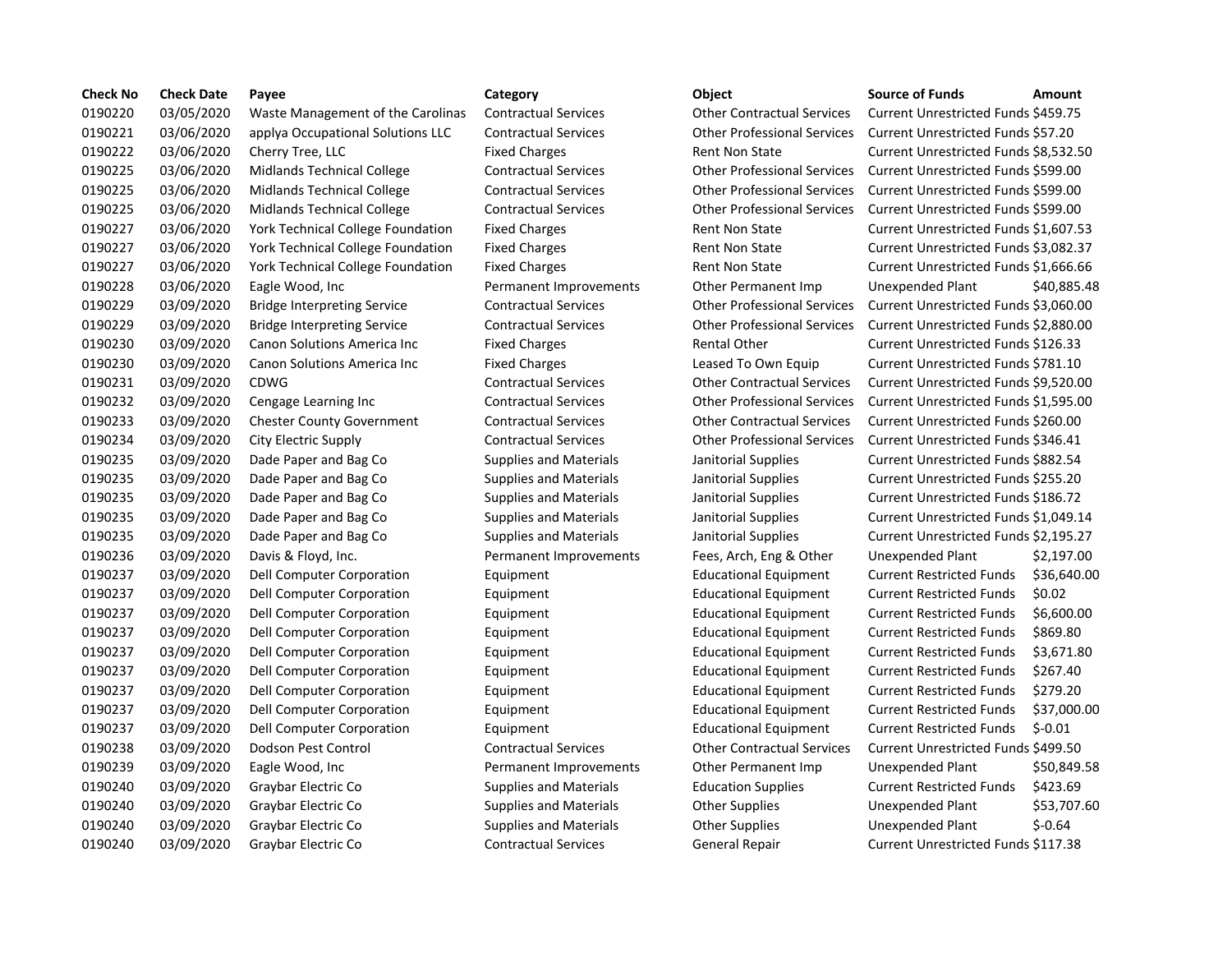| Check No | Check Date | Payee | Category | Object | Source of Funds | Amount |
|---|---|---|---|---|---|---|
| 0190220 | 03/05/2020 | Waste Management of the Carolinas | Contractual Services | Other Contractual Services | Current Unrestricted Funds | $459.75 |
| 0190221 | 03/06/2020 | applya Occupational Solutions LLC | Contractual Services | Other Professional Services | Current Unrestricted Funds | $57.20 |
| 0190222 | 03/06/2020 | Cherry Tree, LLC | Fixed Charges | Rent Non State | Current Unrestricted Funds | $8,532.50 |
| 0190225 | 03/06/2020 | Midlands Technical College | Contractual Services | Other Professional Services | Current Unrestricted Funds | $599.00 |
| 0190225 | 03/06/2020 | Midlands Technical College | Contractual Services | Other Professional Services | Current Unrestricted Funds | $599.00 |
| 0190225 | 03/06/2020 | Midlands Technical College | Contractual Services | Other Professional Services | Current Unrestricted Funds | $599.00 |
| 0190227 | 03/06/2020 | York Technical College Foundation | Fixed Charges | Rent Non State | Current Unrestricted Funds | $1,607.53 |
| 0190227 | 03/06/2020 | York Technical College Foundation | Fixed Charges | Rent Non State | Current Unrestricted Funds | $3,082.37 |
| 0190227 | 03/06/2020 | York Technical College Foundation | Fixed Charges | Rent Non State | Current Unrestricted Funds | $1,666.66 |
| 0190228 | 03/06/2020 | Eagle Wood, Inc | Permanent Improvements | Other Permanent Imp | Unexpended Plant | $40,885.48 |
| 0190229 | 03/09/2020 | Bridge Interpreting Service | Contractual Services | Other Professional Services | Current Unrestricted Funds | $3,060.00 |
| 0190229 | 03/09/2020 | Bridge Interpreting Service | Contractual Services | Other Professional Services | Current Unrestricted Funds | $2,880.00 |
| 0190230 | 03/09/2020 | Canon Solutions America Inc | Fixed Charges | Rental Other | Current Unrestricted Funds | $126.33 |
| 0190230 | 03/09/2020 | Canon Solutions America Inc | Fixed Charges | Leased To Own Equip | Current Unrestricted Funds | $781.10 |
| 0190231 | 03/09/2020 | CDWG | Contractual Services | Other Contractual Services | Current Unrestricted Funds | $9,520.00 |
| 0190232 | 03/09/2020 | Cengage Learning Inc | Contractual Services | Other Professional Services | Current Unrestricted Funds | $1,595.00 |
| 0190233 | 03/09/2020 | Chester County Government | Contractual Services | Other Contractual Services | Current Unrestricted Funds | $260.00 |
| 0190234 | 03/09/2020 | City Electric Supply | Contractual Services | Other Professional Services | Current Unrestricted Funds | $346.41 |
| 0190235 | 03/09/2020 | Dade Paper and Bag Co | Supplies and Materials | Janitorial Supplies | Current Unrestricted Funds | $882.54 |
| 0190235 | 03/09/2020 | Dade Paper and Bag Co | Supplies and Materials | Janitorial Supplies | Current Unrestricted Funds | $255.20 |
| 0190235 | 03/09/2020 | Dade Paper and Bag Co | Supplies and Materials | Janitorial Supplies | Current Unrestricted Funds | $186.72 |
| 0190235 | 03/09/2020 | Dade Paper and Bag Co | Supplies and Materials | Janitorial Supplies | Current Unrestricted Funds | $1,049.14 |
| 0190235 | 03/09/2020 | Dade Paper and Bag Co | Supplies and Materials | Janitorial Supplies | Current Unrestricted Funds | $2,195.27 |
| 0190236 | 03/09/2020 | Davis & Floyd, Inc. | Permanent Improvements | Fees, Arch, Eng & Other | Unexpended Plant | $2,197.00 |
| 0190237 | 03/09/2020 | Dell Computer Corporation | Equipment | Educational Equipment | Current Restricted Funds | $36,640.00 |
| 0190237 | 03/09/2020 | Dell Computer Corporation | Equipment | Educational Equipment | Current Restricted Funds | $0.02 |
| 0190237 | 03/09/2020 | Dell Computer Corporation | Equipment | Educational Equipment | Current Restricted Funds | $6,600.00 |
| 0190237 | 03/09/2020 | Dell Computer Corporation | Equipment | Educational Equipment | Current Restricted Funds | $869.80 |
| 0190237 | 03/09/2020 | Dell Computer Corporation | Equipment | Educational Equipment | Current Restricted Funds | $3,671.80 |
| 0190237 | 03/09/2020 | Dell Computer Corporation | Equipment | Educational Equipment | Current Restricted Funds | $267.40 |
| 0190237 | 03/09/2020 | Dell Computer Corporation | Equipment | Educational Equipment | Current Restricted Funds | $279.20 |
| 0190237 | 03/09/2020 | Dell Computer Corporation | Equipment | Educational Equipment | Current Restricted Funds | $37,000.00 |
| 0190237 | 03/09/2020 | Dell Computer Corporation | Equipment | Educational Equipment | Current Restricted Funds | $-0.01 |
| 0190238 | 03/09/2020 | Dodson Pest Control | Contractual Services | Other Contractual Services | Current Unrestricted Funds | $499.50 |
| 0190239 | 03/09/2020 | Eagle Wood, Inc | Permanent Improvements | Other Permanent Imp | Unexpended Plant | $50,849.58 |
| 0190240 | 03/09/2020 | Graybar Electric Co | Supplies and Materials | Education Supplies | Current Restricted Funds | $423.69 |
| 0190240 | 03/09/2020 | Graybar Electric Co | Supplies and Materials | Other Supplies | Unexpended Plant | $53,707.60 |
| 0190240 | 03/09/2020 | Graybar Electric Co | Supplies and Materials | Other Supplies | Unexpended Plant | $-0.64 |
| 0190240 | 03/09/2020 | Graybar Electric Co | Contractual Services | General Repair | Current Unrestricted Funds | $117.38 |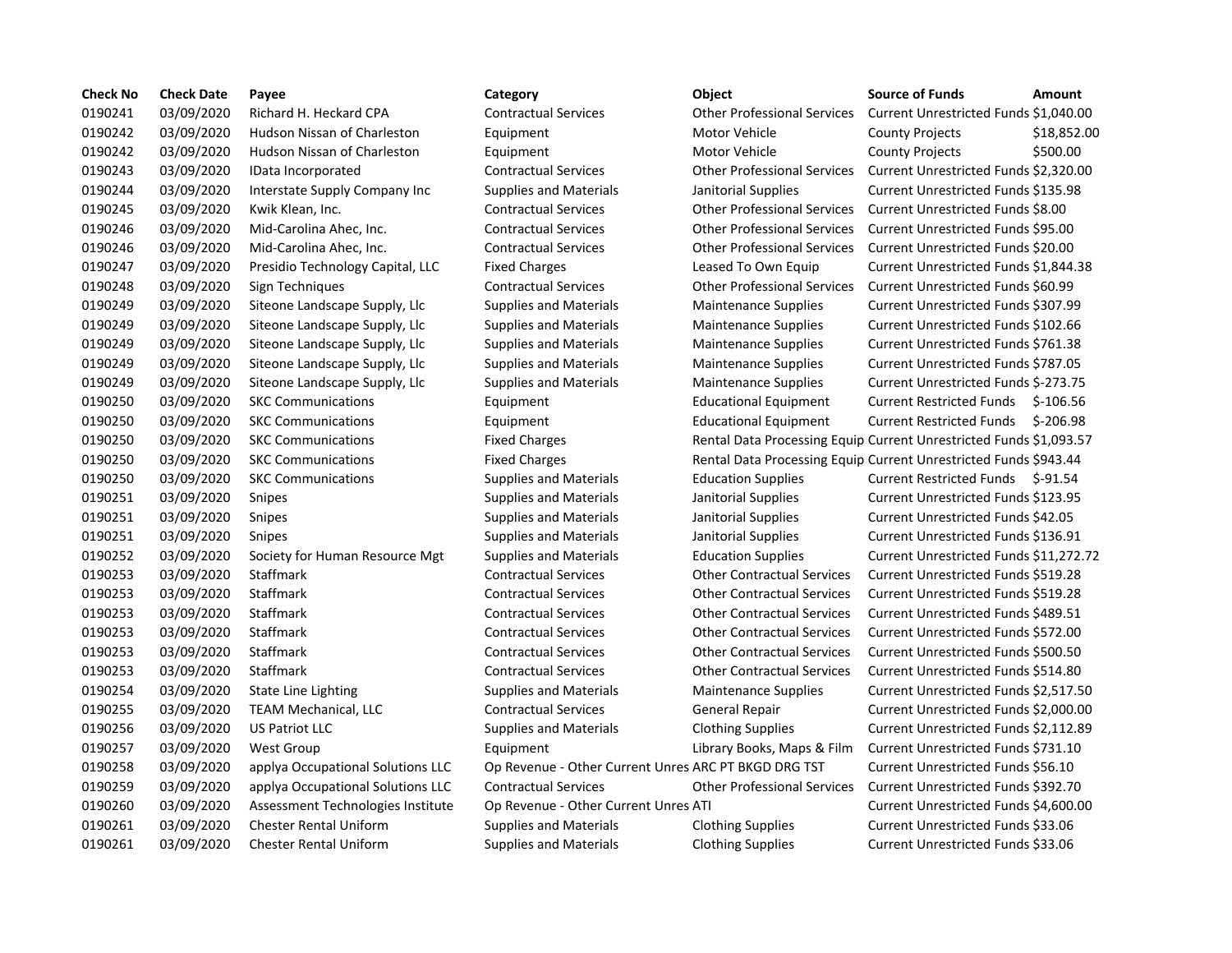| Check No | Check Date | Payee | Category | Object | Source of Funds | Amount |
|---|---|---|---|---|---|---|
| 0190241 | 03/09/2020 | Richard H. Heckard CPA | Contractual Services | Other Professional Services | Current Unrestricted Funds | $1,040.00 |
| 0190242 | 03/09/2020 | Hudson Nissan of Charleston | Equipment | Motor Vehicle | County Projects | $18,852.00 |
| 0190242 | 03/09/2020 | Hudson Nissan of Charleston | Equipment | Motor Vehicle | County Projects | $500.00 |
| 0190243 | 03/09/2020 | IData Incorporated | Contractual Services | Other Professional Services | Current Unrestricted Funds | $2,320.00 |
| 0190244 | 03/09/2020 | Interstate Supply Company Inc | Supplies and Materials | Janitorial Supplies | Current Unrestricted Funds | $135.98 |
| 0190245 | 03/09/2020 | Kwik Klean, Inc. | Contractual Services | Other Professional Services | Current Unrestricted Funds | $8.00 |
| 0190246 | 03/09/2020 | Mid-Carolina Ahec, Inc. | Contractual Services | Other Professional Services | Current Unrestricted Funds | $95.00 |
| 0190246 | 03/09/2020 | Mid-Carolina Ahec, Inc. | Contractual Services | Other Professional Services | Current Unrestricted Funds | $20.00 |
| 0190247 | 03/09/2020 | Presidio Technology Capital, LLC | Fixed Charges | Leased To Own Equip | Current Unrestricted Funds | $1,844.38 |
| 0190248 | 03/09/2020 | Sign Techniques | Contractual Services | Other Professional Services | Current Unrestricted Funds | $60.99 |
| 0190249 | 03/09/2020 | Siteone Landscape Supply, Llc | Supplies and Materials | Maintenance Supplies | Current Unrestricted Funds | $307.99 |
| 0190249 | 03/09/2020 | Siteone Landscape Supply, Llc | Supplies and Materials | Maintenance Supplies | Current Unrestricted Funds | $102.66 |
| 0190249 | 03/09/2020 | Siteone Landscape Supply, Llc | Supplies and Materials | Maintenance Supplies | Current Unrestricted Funds | $761.38 |
| 0190249 | 03/09/2020 | Siteone Landscape Supply, Llc | Supplies and Materials | Maintenance Supplies | Current Unrestricted Funds | $787.05 |
| 0190249 | 03/09/2020 | Siteone Landscape Supply, Llc | Supplies and Materials | Maintenance Supplies | Current Unrestricted Funds | $-273.75 |
| 0190250 | 03/09/2020 | SKC Communications | Equipment | Educational Equipment | Current Restricted Funds | $-106.56 |
| 0190250 | 03/09/2020 | SKC Communications | Equipment | Educational Equipment | Current Restricted Funds | $-206.98 |
| 0190250 | 03/09/2020 | SKC Communications | Fixed Charges | Rental Data Processing Equip | Current Unrestricted Funds | $1,093.57 |
| 0190250 | 03/09/2020 | SKC Communications | Fixed Charges | Rental Data Processing Equip | Current Unrestricted Funds | $943.44 |
| 0190250 | 03/09/2020 | SKC Communications | Supplies and Materials | Education Supplies | Current Restricted Funds | $-91.54 |
| 0190251 | 03/09/2020 | Snipes | Supplies and Materials | Janitorial Supplies | Current Unrestricted Funds | $123.95 |
| 0190251 | 03/09/2020 | Snipes | Supplies and Materials | Janitorial Supplies | Current Unrestricted Funds | $42.05 |
| 0190251 | 03/09/2020 | Snipes | Supplies and Materials | Janitorial Supplies | Current Unrestricted Funds | $136.91 |
| 0190252 | 03/09/2020 | Society for Human Resource Mgt | Supplies and Materials | Education Supplies | Current Unrestricted Funds | $11,272.72 |
| 0190253 | 03/09/2020 | Staffmark | Contractual Services | Other Contractual Services | Current Unrestricted Funds | $519.28 |
| 0190253 | 03/09/2020 | Staffmark | Contractual Services | Other Contractual Services | Current Unrestricted Funds | $519.28 |
| 0190253 | 03/09/2020 | Staffmark | Contractual Services | Other Contractual Services | Current Unrestricted Funds | $489.51 |
| 0190253 | 03/09/2020 | Staffmark | Contractual Services | Other Contractual Services | Current Unrestricted Funds | $572.00 |
| 0190253 | 03/09/2020 | Staffmark | Contractual Services | Other Contractual Services | Current Unrestricted Funds | $500.50 |
| 0190253 | 03/09/2020 | Staffmark | Contractual Services | Other Contractual Services | Current Unrestricted Funds | $514.80 |
| 0190254 | 03/09/2020 | State Line Lighting | Supplies and Materials | Maintenance Supplies | Current Unrestricted Funds | $2,517.50 |
| 0190255 | 03/09/2020 | TEAM Mechanical, LLC | Contractual Services | General Repair | Current Unrestricted Funds | $2,000.00 |
| 0190256 | 03/09/2020 | US Patriot LLC | Supplies and Materials | Clothing Supplies | Current Unrestricted Funds | $2,112.89 |
| 0190257 | 03/09/2020 | West Group | Equipment | Library Books, Maps & Film | Current Unrestricted Funds | $731.10 |
| 0190258 | 03/09/2020 | applya Occupational Solutions LLC | Op Revenue - Other Current Unres | ARC PT BKGD DRG TST | Current Unrestricted Funds | $56.10 |
| 0190259 | 03/09/2020 | applya Occupational Solutions LLC | Contractual Services | Other Professional Services | Current Unrestricted Funds | $392.70 |
| 0190260 | 03/09/2020 | Assessment Technologies Institute | Op Revenue - Other Current Unres | ATI | Current Unrestricted Funds | $4,600.00 |
| 0190261 | 03/09/2020 | Chester Rental Uniform | Supplies and Materials | Clothing Supplies | Current Unrestricted Funds | $33.06 |
| 0190261 | 03/09/2020 | Chester Rental Uniform | Supplies and Materials | Clothing Supplies | Current Unrestricted Funds | $33.06 |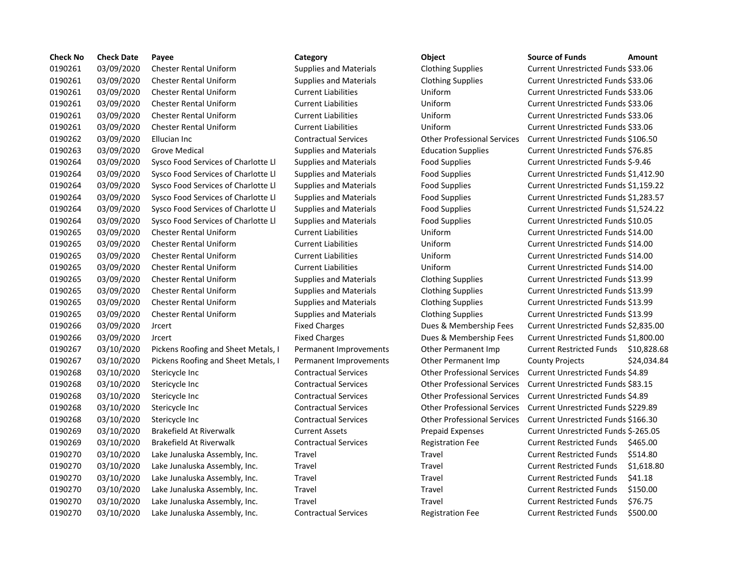| Check No | Check Date | Payee | Category | Object | Source of Funds | Amount |
|---|---|---|---|---|---|---|
| 0190261 | 03/09/2020 | Chester Rental Uniform | Supplies and Materials | Clothing Supplies | Current Unrestricted Funds | $33.06 |
| 0190261 | 03/09/2020 | Chester Rental Uniform | Supplies and Materials | Clothing Supplies | Current Unrestricted Funds | $33.06 |
| 0190261 | 03/09/2020 | Chester Rental Uniform | Current Liabilities | Uniform | Current Unrestricted Funds | $33.06 |
| 0190261 | 03/09/2020 | Chester Rental Uniform | Current Liabilities | Uniform | Current Unrestricted Funds | $33.06 |
| 0190261 | 03/09/2020 | Chester Rental Uniform | Current Liabilities | Uniform | Current Unrestricted Funds | $33.06 |
| 0190261 | 03/09/2020 | Chester Rental Uniform | Current Liabilities | Uniform | Current Unrestricted Funds | $33.06 |
| 0190262 | 03/09/2020 | Ellucian Inc | Contractual Services | Other Professional Services | Current Unrestricted Funds | $106.50 |
| 0190263 | 03/09/2020 | Grove Medical | Supplies and Materials | Education Supplies | Current Unrestricted Funds | $76.85 |
| 0190264 | 03/09/2020 | Sysco Food Services of Charlotte Ll | Supplies and Materials | Food Supplies | Current Unrestricted Funds | $-9.46 |
| 0190264 | 03/09/2020 | Sysco Food Services of Charlotte Ll | Supplies and Materials | Food Supplies | Current Unrestricted Funds | $1,412.90 |
| 0190264 | 03/09/2020 | Sysco Food Services of Charlotte Ll | Supplies and Materials | Food Supplies | Current Unrestricted Funds | $1,159.22 |
| 0190264 | 03/09/2020 | Sysco Food Services of Charlotte Ll | Supplies and Materials | Food Supplies | Current Unrestricted Funds | $1,283.57 |
| 0190264 | 03/09/2020 | Sysco Food Services of Charlotte Ll | Supplies and Materials | Food Supplies | Current Unrestricted Funds | $1,524.22 |
| 0190264 | 03/09/2020 | Sysco Food Services of Charlotte Ll | Supplies and Materials | Food Supplies | Current Unrestricted Funds | $10.05 |
| 0190265 | 03/09/2020 | Chester Rental Uniform | Current Liabilities | Uniform | Current Unrestricted Funds | $14.00 |
| 0190265 | 03/09/2020 | Chester Rental Uniform | Current Liabilities | Uniform | Current Unrestricted Funds | $14.00 |
| 0190265 | 03/09/2020 | Chester Rental Uniform | Current Liabilities | Uniform | Current Unrestricted Funds | $14.00 |
| 0190265 | 03/09/2020 | Chester Rental Uniform | Current Liabilities | Uniform | Current Unrestricted Funds | $14.00 |
| 0190265 | 03/09/2020 | Chester Rental Uniform | Supplies and Materials | Clothing Supplies | Current Unrestricted Funds | $13.99 |
| 0190265 | 03/09/2020 | Chester Rental Uniform | Supplies and Materials | Clothing Supplies | Current Unrestricted Funds | $13.99 |
| 0190265 | 03/09/2020 | Chester Rental Uniform | Supplies and Materials | Clothing Supplies | Current Unrestricted Funds | $13.99 |
| 0190265 | 03/09/2020 | Chester Rental Uniform | Supplies and Materials | Clothing Supplies | Current Unrestricted Funds | $13.99 |
| 0190266 | 03/09/2020 | Jrcert | Fixed Charges | Dues & Membership Fees | Current Unrestricted Funds | $2,835.00 |
| 0190266 | 03/09/2020 | Jrcert | Fixed Charges | Dues & Membership Fees | Current Unrestricted Funds | $1,800.00 |
| 0190267 | 03/10/2020 | Pickens Roofing and Sheet Metals, I | Permanent Improvements | Other Permanent Imp | Current Restricted Funds | $10,828.68 |
| 0190267 | 03/10/2020 | Pickens Roofing and Sheet Metals, I | Permanent Improvements | Other Permanent Imp | County Projects | $24,034.84 |
| 0190268 | 03/10/2020 | Stericycle Inc | Contractual Services | Other Professional Services | Current Unrestricted Funds | $4.89 |
| 0190268 | 03/10/2020 | Stericycle Inc | Contractual Services | Other Professional Services | Current Unrestricted Funds | $83.15 |
| 0190268 | 03/10/2020 | Stericycle Inc | Contractual Services | Other Professional Services | Current Unrestricted Funds | $4.89 |
| 0190268 | 03/10/2020 | Stericycle Inc | Contractual Services | Other Professional Services | Current Unrestricted Funds | $229.89 |
| 0190268 | 03/10/2020 | Stericycle Inc | Contractual Services | Other Professional Services | Current Unrestricted Funds | $166.30 |
| 0190269 | 03/10/2020 | Brakefield At Riverwalk | Current Assets | Prepaid Expenses | Current Unrestricted Funds | $-265.05 |
| 0190269 | 03/10/2020 | Brakefield At Riverwalk | Contractual Services | Registration Fee | Current Restricted Funds | $465.00 |
| 0190270 | 03/10/2020 | Lake Junaluska Assembly, Inc. | Travel | Travel | Current Restricted Funds | $514.80 |
| 0190270 | 03/10/2020 | Lake Junaluska Assembly, Inc. | Travel | Travel | Current Restricted Funds | $1,618.80 |
| 0190270 | 03/10/2020 | Lake Junaluska Assembly, Inc. | Travel | Travel | Current Restricted Funds | $41.18 |
| 0190270 | 03/10/2020 | Lake Junaluska Assembly, Inc. | Travel | Travel | Current Restricted Funds | $150.00 |
| 0190270 | 03/10/2020 | Lake Junaluska Assembly, Inc. | Travel | Travel | Current Restricted Funds | $76.75 |
| 0190270 | 03/10/2020 | Lake Junaluska Assembly, Inc. | Contractual Services | Registration Fee | Current Restricted Funds | $500.00 |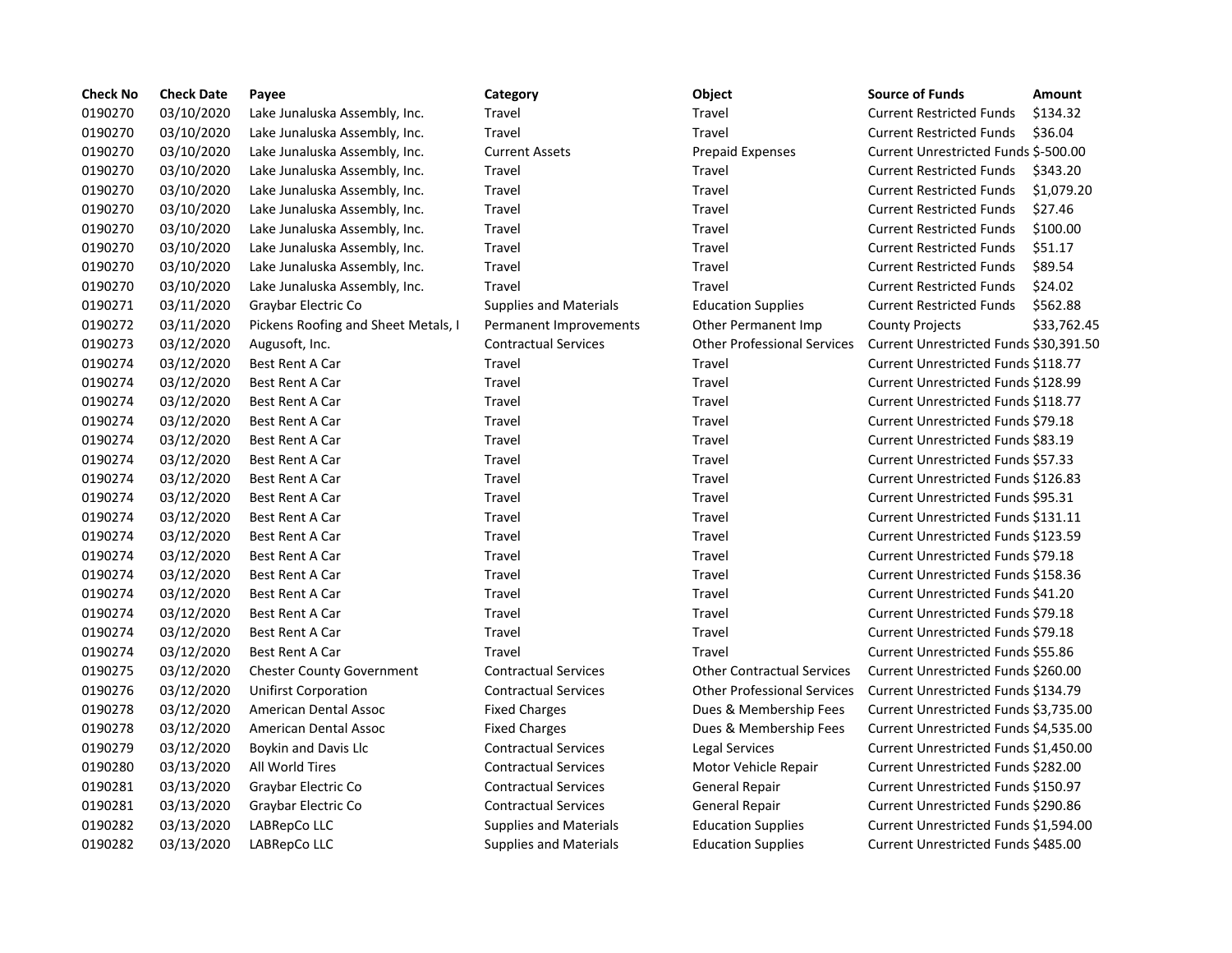| Check No | Check Date | Payee | Category | Object | Source of Funds | Amount |
| --- | --- | --- | --- | --- | --- | --- |
| 0190270 | 03/10/2020 | Lake Junaluska Assembly, Inc. | Travel | Travel | Current Restricted Funds | $134.32 |
| 0190270 | 03/10/2020 | Lake Junaluska Assembly, Inc. | Travel | Travel | Current Restricted Funds | $36.04 |
| 0190270 | 03/10/2020 | Lake Junaluska Assembly, Inc. | Current Assets | Prepaid Expenses | Current Unrestricted Funds | $-500.00 |
| 0190270 | 03/10/2020 | Lake Junaluska Assembly, Inc. | Travel | Travel | Current Restricted Funds | $343.20 |
| 0190270 | 03/10/2020 | Lake Junaluska Assembly, Inc. | Travel | Travel | Current Restricted Funds | $1,079.20 |
| 0190270 | 03/10/2020 | Lake Junaluska Assembly, Inc. | Travel | Travel | Current Restricted Funds | $27.46 |
| 0190270 | 03/10/2020 | Lake Junaluska Assembly, Inc. | Travel | Travel | Current Restricted Funds | $100.00 |
| 0190270 | 03/10/2020 | Lake Junaluska Assembly, Inc. | Travel | Travel | Current Restricted Funds | $51.17 |
| 0190270 | 03/10/2020 | Lake Junaluska Assembly, Inc. | Travel | Travel | Current Restricted Funds | $89.54 |
| 0190270 | 03/10/2020 | Lake Junaluska Assembly, Inc. | Travel | Travel | Current Restricted Funds | $24.02 |
| 0190271 | 03/11/2020 | Graybar Electric Co | Supplies and Materials | Education Supplies | Current Restricted Funds | $562.88 |
| 0190272 | 03/11/2020 | Pickens Roofing and Sheet Metals, I | Permanent Improvements | Other Permanent Imp | County Projects | $33,762.45 |
| 0190273 | 03/12/2020 | Augusoft, Inc. | Contractual Services | Other Professional Services | Current Unrestricted Funds | $30,391.50 |
| 0190274 | 03/12/2020 | Best Rent A Car | Travel | Travel | Current Unrestricted Funds | $118.77 |
| 0190274 | 03/12/2020 | Best Rent A Car | Travel | Travel | Current Unrestricted Funds | $128.99 |
| 0190274 | 03/12/2020 | Best Rent A Car | Travel | Travel | Current Unrestricted Funds | $118.77 |
| 0190274 | 03/12/2020 | Best Rent A Car | Travel | Travel | Current Unrestricted Funds | $79.18 |
| 0190274 | 03/12/2020 | Best Rent A Car | Travel | Travel | Current Unrestricted Funds | $83.19 |
| 0190274 | 03/12/2020 | Best Rent A Car | Travel | Travel | Current Unrestricted Funds | $57.33 |
| 0190274 | 03/12/2020 | Best Rent A Car | Travel | Travel | Current Unrestricted Funds | $126.83 |
| 0190274 | 03/12/2020 | Best Rent A Car | Travel | Travel | Current Unrestricted Funds | $95.31 |
| 0190274 | 03/12/2020 | Best Rent A Car | Travel | Travel | Current Unrestricted Funds | $131.11 |
| 0190274 | 03/12/2020 | Best Rent A Car | Travel | Travel | Current Unrestricted Funds | $123.59 |
| 0190274 | 03/12/2020 | Best Rent A Car | Travel | Travel | Current Unrestricted Funds | $79.18 |
| 0190274 | 03/12/2020 | Best Rent A Car | Travel | Travel | Current Unrestricted Funds | $158.36 |
| 0190274 | 03/12/2020 | Best Rent A Car | Travel | Travel | Current Unrestricted Funds | $41.20 |
| 0190274 | 03/12/2020 | Best Rent A Car | Travel | Travel | Current Unrestricted Funds | $79.18 |
| 0190274 | 03/12/2020 | Best Rent A Car | Travel | Travel | Current Unrestricted Funds | $79.18 |
| 0190274 | 03/12/2020 | Best Rent A Car | Travel | Travel | Current Unrestricted Funds | $55.86 |
| 0190275 | 03/12/2020 | Chester County Government | Contractual Services | Other Contractual Services | Current Unrestricted Funds | $260.00 |
| 0190276 | 03/12/2020 | Unifirst Corporation | Contractual Services | Other Professional Services | Current Unrestricted Funds | $134.79 |
| 0190278 | 03/12/2020 | American Dental Assoc | Fixed Charges | Dues & Membership Fees | Current Unrestricted Funds | $3,735.00 |
| 0190278 | 03/12/2020 | American Dental Assoc | Fixed Charges | Dues & Membership Fees | Current Unrestricted Funds | $4,535.00 |
| 0190279 | 03/12/2020 | Boykin and Davis Llc | Contractual Services | Legal Services | Current Unrestricted Funds | $1,450.00 |
| 0190280 | 03/13/2020 | All World Tires | Contractual Services | Motor Vehicle Repair | Current Unrestricted Funds | $282.00 |
| 0190281 | 03/13/2020 | Graybar Electric Co | Contractual Services | General Repair | Current Unrestricted Funds | $150.97 |
| 0190281 | 03/13/2020 | Graybar Electric Co | Contractual Services | General Repair | Current Unrestricted Funds | $290.86 |
| 0190282 | 03/13/2020 | LABRepCo LLC | Supplies and Materials | Education Supplies | Current Unrestricted Funds | $1,594.00 |
| 0190282 | 03/13/2020 | LABRepCo LLC | Supplies and Materials | Education Supplies | Current Unrestricted Funds | $485.00 |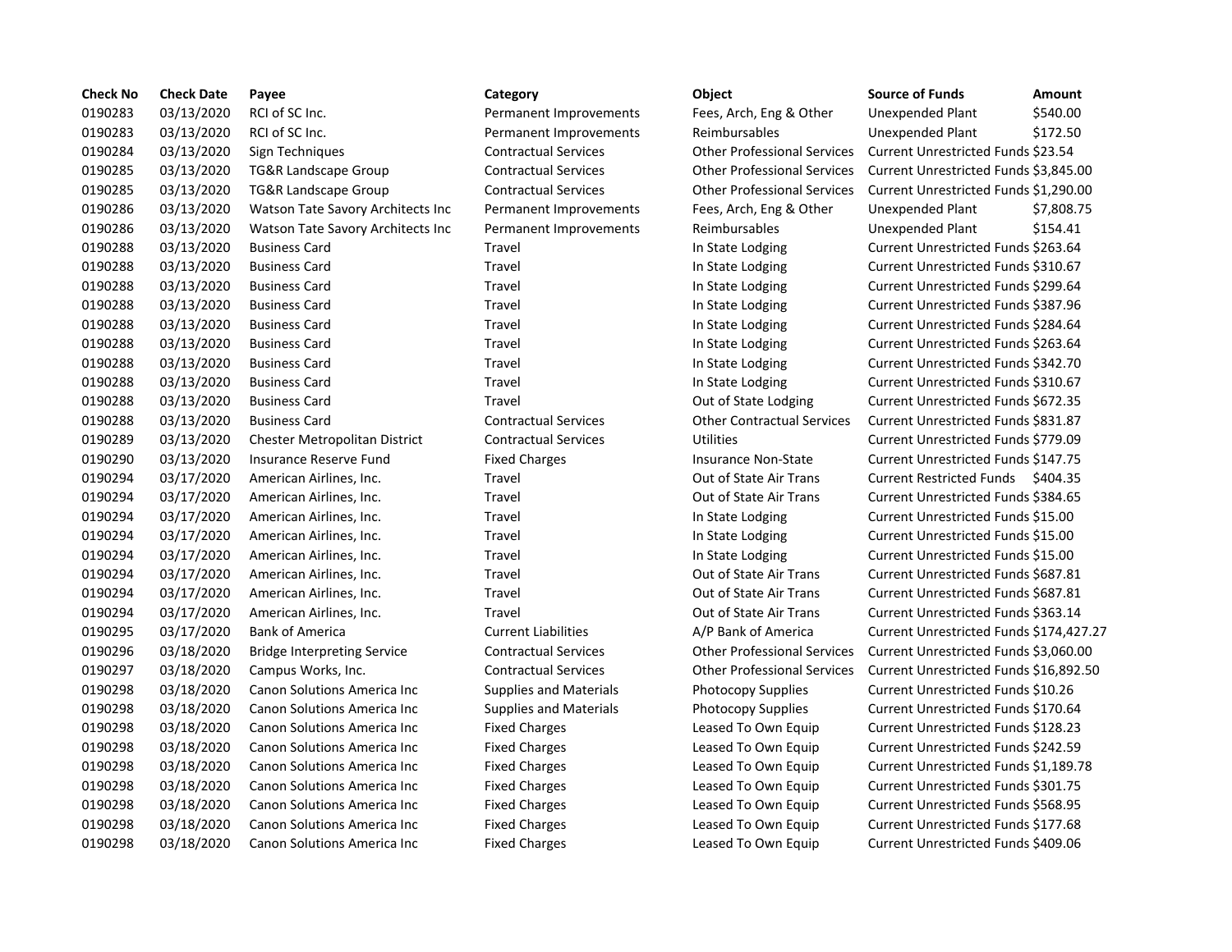| Check No | Check Date | Payee | Category | Object | Source of Funds | Amount |
|---|---|---|---|---|---|---|
| 0190283 | 03/13/2020 | RCI of SC Inc. | Permanent Improvements | Fees, Arch, Eng & Other | Unexpended Plant | $540.00 |
| 0190283 | 03/13/2020 | RCI of SC Inc. | Permanent Improvements | Reimbursables | Unexpended Plant | $172.50 |
| 0190284 | 03/13/2020 | Sign Techniques | Contractual Services | Other Professional Services | Current Unrestricted Funds | $23.54 |
| 0190285 | 03/13/2020 | TG&R Landscape Group | Contractual Services | Other Professional Services | Current Unrestricted Funds | $3,845.00 |
| 0190285 | 03/13/2020 | TG&R Landscape Group | Contractual Services | Other Professional Services | Current Unrestricted Funds | $1,290.00 |
| 0190286 | 03/13/2020 | Watson Tate Savory Architects Inc | Permanent Improvements | Fees, Arch, Eng & Other | Unexpended Plant | $7,808.75 |
| 0190286 | 03/13/2020 | Watson Tate Savory Architects Inc | Permanent Improvements | Reimbursables | Unexpended Plant | $154.41 |
| 0190288 | 03/13/2020 | Business Card | Travel | In State Lodging | Current Unrestricted Funds | $263.64 |
| 0190288 | 03/13/2020 | Business Card | Travel | In State Lodging | Current Unrestricted Funds | $310.67 |
| 0190288 | 03/13/2020 | Business Card | Travel | In State Lodging | Current Unrestricted Funds | $299.64 |
| 0190288 | 03/13/2020 | Business Card | Travel | In State Lodging | Current Unrestricted Funds | $387.96 |
| 0190288 | 03/13/2020 | Business Card | Travel | In State Lodging | Current Unrestricted Funds | $284.64 |
| 0190288 | 03/13/2020 | Business Card | Travel | In State Lodging | Current Unrestricted Funds | $263.64 |
| 0190288 | 03/13/2020 | Business Card | Travel | In State Lodging | Current Unrestricted Funds | $342.70 |
| 0190288 | 03/13/2020 | Business Card | Travel | In State Lodging | Current Unrestricted Funds | $310.67 |
| 0190288 | 03/13/2020 | Business Card | Travel | Out of State Lodging | Current Unrestricted Funds | $672.35 |
| 0190288 | 03/13/2020 | Business Card | Contractual Services | Other Contractual Services | Current Unrestricted Funds | $831.87 |
| 0190289 | 03/13/2020 | Chester Metropolitan District | Contractual Services | Utilities | Current Unrestricted Funds | $779.09 |
| 0190290 | 03/13/2020 | Insurance Reserve Fund | Fixed Charges | Insurance Non-State | Current Unrestricted Funds | $147.75 |
| 0190294 | 03/17/2020 | American Airlines, Inc. | Travel | Out of State Air Trans | Current Restricted Funds | $404.35 |
| 0190294 | 03/17/2020 | American Airlines, Inc. | Travel | Out of State Air Trans | Current Unrestricted Funds | $384.65 |
| 0190294 | 03/17/2020 | American Airlines, Inc. | Travel | In State Lodging | Current Unrestricted Funds | $15.00 |
| 0190294 | 03/17/2020 | American Airlines, Inc. | Travel | In State Lodging | Current Unrestricted Funds | $15.00 |
| 0190294 | 03/17/2020 | American Airlines, Inc. | Travel | In State Lodging | Current Unrestricted Funds | $15.00 |
| 0190294 | 03/17/2020 | American Airlines, Inc. | Travel | Out of State Air Trans | Current Unrestricted Funds | $687.81 |
| 0190294 | 03/17/2020 | American Airlines, Inc. | Travel | Out of State Air Trans | Current Unrestricted Funds | $687.81 |
| 0190294 | 03/17/2020 | American Airlines, Inc. | Travel | Out of State Air Trans | Current Unrestricted Funds | $363.14 |
| 0190295 | 03/17/2020 | Bank of America | Current Liabilities | A/P Bank of America | Current Unrestricted Funds | $174,427.27 |
| 0190296 | 03/18/2020 | Bridge Interpreting Service | Contractual Services | Other Professional Services | Current Unrestricted Funds | $3,060.00 |
| 0190297 | 03/18/2020 | Campus Works, Inc. | Contractual Services | Other Professional Services | Current Unrestricted Funds | $16,892.50 |
| 0190298 | 03/18/2020 | Canon Solutions America Inc | Supplies and Materials | Photocopy Supplies | Current Unrestricted Funds | $10.26 |
| 0190298 | 03/18/2020 | Canon Solutions America Inc | Supplies and Materials | Photocopy Supplies | Current Unrestricted Funds | $170.64 |
| 0190298 | 03/18/2020 | Canon Solutions America Inc | Fixed Charges | Leased To Own Equip | Current Unrestricted Funds | $128.23 |
| 0190298 | 03/18/2020 | Canon Solutions America Inc | Fixed Charges | Leased To Own Equip | Current Unrestricted Funds | $242.59 |
| 0190298 | 03/18/2020 | Canon Solutions America Inc | Fixed Charges | Leased To Own Equip | Current Unrestricted Funds | $1,189.78 |
| 0190298 | 03/18/2020 | Canon Solutions America Inc | Fixed Charges | Leased To Own Equip | Current Unrestricted Funds | $301.75 |
| 0190298 | 03/18/2020 | Canon Solutions America Inc | Fixed Charges | Leased To Own Equip | Current Unrestricted Funds | $568.95 |
| 0190298 | 03/18/2020 | Canon Solutions America Inc | Fixed Charges | Leased To Own Equip | Current Unrestricted Funds | $177.68 |
| 0190298 | 03/18/2020 | Canon Solutions America Inc | Fixed Charges | Leased To Own Equip | Current Unrestricted Funds | $409.06 |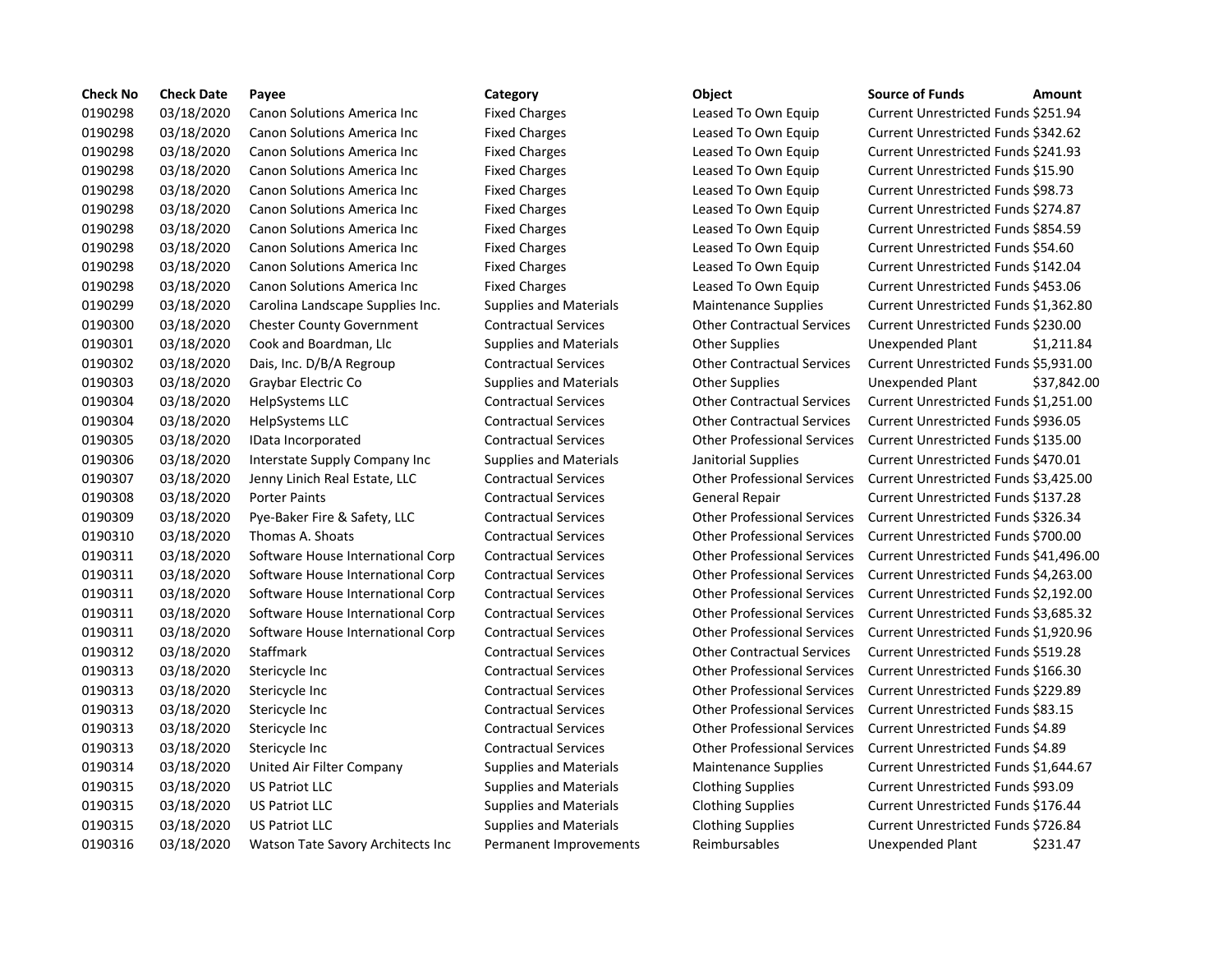| Check No | Check Date | Payee | Category | Object | Source of Funds | Amount |
| --- | --- | --- | --- | --- | --- | --- |
| 0190298 | 03/18/2020 | Canon Solutions America Inc | Fixed Charges | Leased To Own Equip | Current Unrestricted Funds | $251.94 |
| 0190298 | 03/18/2020 | Canon Solutions America Inc | Fixed Charges | Leased To Own Equip | Current Unrestricted Funds | $342.62 |
| 0190298 | 03/18/2020 | Canon Solutions America Inc | Fixed Charges | Leased To Own Equip | Current Unrestricted Funds | $241.93 |
| 0190298 | 03/18/2020 | Canon Solutions America Inc | Fixed Charges | Leased To Own Equip | Current Unrestricted Funds | $15.90 |
| 0190298 | 03/18/2020 | Canon Solutions America Inc | Fixed Charges | Leased To Own Equip | Current Unrestricted Funds | $98.73 |
| 0190298 | 03/18/2020 | Canon Solutions America Inc | Fixed Charges | Leased To Own Equip | Current Unrestricted Funds | $274.87 |
| 0190298 | 03/18/2020 | Canon Solutions America Inc | Fixed Charges | Leased To Own Equip | Current Unrestricted Funds | $854.59 |
| 0190298 | 03/18/2020 | Canon Solutions America Inc | Fixed Charges | Leased To Own Equip | Current Unrestricted Funds | $54.60 |
| 0190298 | 03/18/2020 | Canon Solutions America Inc | Fixed Charges | Leased To Own Equip | Current Unrestricted Funds | $142.04 |
| 0190298 | 03/18/2020 | Canon Solutions America Inc | Fixed Charges | Leased To Own Equip | Current Unrestricted Funds | $453.06 |
| 0190299 | 03/18/2020 | Carolina Landscape Supplies Inc. | Supplies and Materials | Maintenance Supplies | Current Unrestricted Funds | $1,362.80 |
| 0190300 | 03/18/2020 | Chester County Government | Contractual Services | Other Contractual Services | Current Unrestricted Funds | $230.00 |
| 0190301 | 03/18/2020 | Cook and Boardman, Llc | Supplies and Materials | Other Supplies | Unexpended Plant | $1,211.84 |
| 0190302 | 03/18/2020 | Dais, Inc. D/B/A Regroup | Contractual Services | Other Contractual Services | Current Unrestricted Funds | $5,931.00 |
| 0190303 | 03/18/2020 | Graybar Electric Co | Supplies and Materials | Other Supplies | Unexpended Plant | $37,842.00 |
| 0190304 | 03/18/2020 | HelpSystems LLC | Contractual Services | Other Contractual Services | Current Unrestricted Funds | $1,251.00 |
| 0190304 | 03/18/2020 | HelpSystems LLC | Contractual Services | Other Contractual Services | Current Unrestricted Funds | $936.05 |
| 0190305 | 03/18/2020 | IData Incorporated | Contractual Services | Other Professional Services | Current Unrestricted Funds | $135.00 |
| 0190306 | 03/18/2020 | Interstate Supply Company Inc | Supplies and Materials | Janitorial Supplies | Current Unrestricted Funds | $470.01 |
| 0190307 | 03/18/2020 | Jenny Linich Real Estate, LLC | Contractual Services | Other Professional Services | Current Unrestricted Funds | $3,425.00 |
| 0190308 | 03/18/2020 | Porter Paints | Contractual Services | General Repair | Current Unrestricted Funds | $137.28 |
| 0190309 | 03/18/2020 | Pye-Baker Fire & Safety, LLC | Contractual Services | Other Professional Services | Current Unrestricted Funds | $326.34 |
| 0190310 | 03/18/2020 | Thomas A. Shoats | Contractual Services | Other Professional Services | Current Unrestricted Funds | $700.00 |
| 0190311 | 03/18/2020 | Software House International Corp | Contractual Services | Other Professional Services | Current Unrestricted Funds | $41,496.00 |
| 0190311 | 03/18/2020 | Software House International Corp | Contractual Services | Other Professional Services | Current Unrestricted Funds | $4,263.00 |
| 0190311 | 03/18/2020 | Software House International Corp | Contractual Services | Other Professional Services | Current Unrestricted Funds | $2,192.00 |
| 0190311 | 03/18/2020 | Software House International Corp | Contractual Services | Other Professional Services | Current Unrestricted Funds | $3,685.32 |
| 0190311 | 03/18/2020 | Software House International Corp | Contractual Services | Other Professional Services | Current Unrestricted Funds | $1,920.96 |
| 0190312 | 03/18/2020 | Staffmark | Contractual Services | Other Contractual Services | Current Unrestricted Funds | $519.28 |
| 0190313 | 03/18/2020 | Stericycle Inc | Contractual Services | Other Professional Services | Current Unrestricted Funds | $166.30 |
| 0190313 | 03/18/2020 | Stericycle Inc | Contractual Services | Other Professional Services | Current Unrestricted Funds | $229.89 |
| 0190313 | 03/18/2020 | Stericycle Inc | Contractual Services | Other Professional Services | Current Unrestricted Funds | $83.15 |
| 0190313 | 03/18/2020 | Stericycle Inc | Contractual Services | Other Professional Services | Current Unrestricted Funds | $4.89 |
| 0190313 | 03/18/2020 | Stericycle Inc | Contractual Services | Other Professional Services | Current Unrestricted Funds | $4.89 |
| 0190314 | 03/18/2020 | United Air Filter Company | Supplies and Materials | Maintenance Supplies | Current Unrestricted Funds | $1,644.67 |
| 0190315 | 03/18/2020 | US Patriot LLC | Supplies and Materials | Clothing Supplies | Current Unrestricted Funds | $93.09 |
| 0190315 | 03/18/2020 | US Patriot LLC | Supplies and Materials | Clothing Supplies | Current Unrestricted Funds | $176.44 |
| 0190315 | 03/18/2020 | US Patriot LLC | Supplies and Materials | Clothing Supplies | Current Unrestricted Funds | $726.84 |
| 0190316 | 03/18/2020 | Watson Tate Savory Architects Inc | Permanent Improvements | Reimbursables | Unexpended Plant | $231.47 |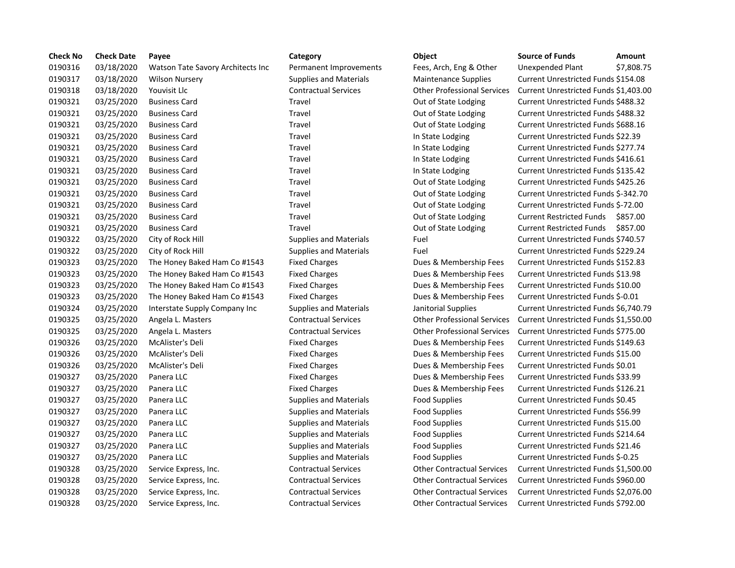| Check No | Check Date | Payee | Category | Object | Source of Funds | Amount |
|---|---|---|---|---|---|---|
| 0190316 | 03/18/2020 | Watson Tate Savory Architects Inc | Permanent Improvements | Fees, Arch, Eng & Other | Unexpended Plant | $7,808.75 |
| 0190317 | 03/18/2020 | Wilson Nursery | Supplies and Materials | Maintenance Supplies | Current Unrestricted Funds | $154.08 |
| 0190318 | 03/18/2020 | Youvisit Llc | Contractual Services | Other Professional Services | Current Unrestricted Funds | $1,403.00 |
| 0190321 | 03/25/2020 | Business Card | Travel | Out of State Lodging | Current Unrestricted Funds | $488.32 |
| 0190321 | 03/25/2020 | Business Card | Travel | Out of State Lodging | Current Unrestricted Funds | $488.32 |
| 0190321 | 03/25/2020 | Business Card | Travel | Out of State Lodging | Current Unrestricted Funds | $688.16 |
| 0190321 | 03/25/2020 | Business Card | Travel | In State Lodging | Current Unrestricted Funds | $22.39 |
| 0190321 | 03/25/2020 | Business Card | Travel | In State Lodging | Current Unrestricted Funds | $277.74 |
| 0190321 | 03/25/2020 | Business Card | Travel | In State Lodging | Current Unrestricted Funds | $416.61 |
| 0190321 | 03/25/2020 | Business Card | Travel | In State Lodging | Current Unrestricted Funds | $135.42 |
| 0190321 | 03/25/2020 | Business Card | Travel | Out of State Lodging | Current Unrestricted Funds | $425.26 |
| 0190321 | 03/25/2020 | Business Card | Travel | Out of State Lodging | Current Unrestricted Funds | $-342.70 |
| 0190321 | 03/25/2020 | Business Card | Travel | Out of State Lodging | Current Unrestricted Funds | $-72.00 |
| 0190321 | 03/25/2020 | Business Card | Travel | Out of State Lodging | Current Restricted Funds | $857.00 |
| 0190321 | 03/25/2020 | Business Card | Travel | Out of State Lodging | Current Restricted Funds | $857.00 |
| 0190322 | 03/25/2020 | City of Rock Hill | Supplies and Materials | Fuel | Current Unrestricted Funds | $740.57 |
| 0190322 | 03/25/2020 | City of Rock Hill | Supplies and Materials | Fuel | Current Unrestricted Funds | $229.24 |
| 0190323 | 03/25/2020 | The Honey Baked Ham Co #1543 | Fixed Charges | Dues & Membership Fees | Current Unrestricted Funds | $152.83 |
| 0190323 | 03/25/2020 | The Honey Baked Ham Co #1543 | Fixed Charges | Dues & Membership Fees | Current Unrestricted Funds | $13.98 |
| 0190323 | 03/25/2020 | The Honey Baked Ham Co #1543 | Fixed Charges | Dues & Membership Fees | Current Unrestricted Funds | $10.00 |
| 0190323 | 03/25/2020 | The Honey Baked Ham Co #1543 | Fixed Charges | Dues & Membership Fees | Current Unrestricted Funds | $-0.01 |
| 0190324 | 03/25/2020 | Interstate Supply Company Inc | Supplies and Materials | Janitorial Supplies | Current Unrestricted Funds | $6,740.79 |
| 0190325 | 03/25/2020 | Angela L. Masters | Contractual Services | Other Professional Services | Current Unrestricted Funds | $1,550.00 |
| 0190325 | 03/25/2020 | Angela L. Masters | Contractual Services | Other Professional Services | Current Unrestricted Funds | $775.00 |
| 0190326 | 03/25/2020 | McAlister's Deli | Fixed Charges | Dues & Membership Fees | Current Unrestricted Funds | $149.63 |
| 0190326 | 03/25/2020 | McAlister's Deli | Fixed Charges | Dues & Membership Fees | Current Unrestricted Funds | $15.00 |
| 0190326 | 03/25/2020 | McAlister's Deli | Fixed Charges | Dues & Membership Fees | Current Unrestricted Funds | $0.01 |
| 0190327 | 03/25/2020 | Panera LLC | Fixed Charges | Dues & Membership Fees | Current Unrestricted Funds | $33.99 |
| 0190327 | 03/25/2020 | Panera LLC | Fixed Charges | Dues & Membership Fees | Current Unrestricted Funds | $126.21 |
| 0190327 | 03/25/2020 | Panera LLC | Supplies and Materials | Food Supplies | Current Unrestricted Funds | $0.45 |
| 0190327 | 03/25/2020 | Panera LLC | Supplies and Materials | Food Supplies | Current Unrestricted Funds | $56.99 |
| 0190327 | 03/25/2020 | Panera LLC | Supplies and Materials | Food Supplies | Current Unrestricted Funds | $15.00 |
| 0190327 | 03/25/2020 | Panera LLC | Supplies and Materials | Food Supplies | Current Unrestricted Funds | $214.64 |
| 0190327 | 03/25/2020 | Panera LLC | Supplies and Materials | Food Supplies | Current Unrestricted Funds | $21.46 |
| 0190327 | 03/25/2020 | Panera LLC | Supplies and Materials | Food Supplies | Current Unrestricted Funds | $-0.25 |
| 0190328 | 03/25/2020 | Service Express, Inc. | Contractual Services | Other Contractual Services | Current Unrestricted Funds | $1,500.00 |
| 0190328 | 03/25/2020 | Service Express, Inc. | Contractual Services | Other Contractual Services | Current Unrestricted Funds | $960.00 |
| 0190328 | 03/25/2020 | Service Express, Inc. | Contractual Services | Other Contractual Services | Current Unrestricted Funds | $2,076.00 |
| 0190328 | 03/25/2020 | Service Express, Inc. | Contractual Services | Other Contractual Services | Current Unrestricted Funds | $792.00 |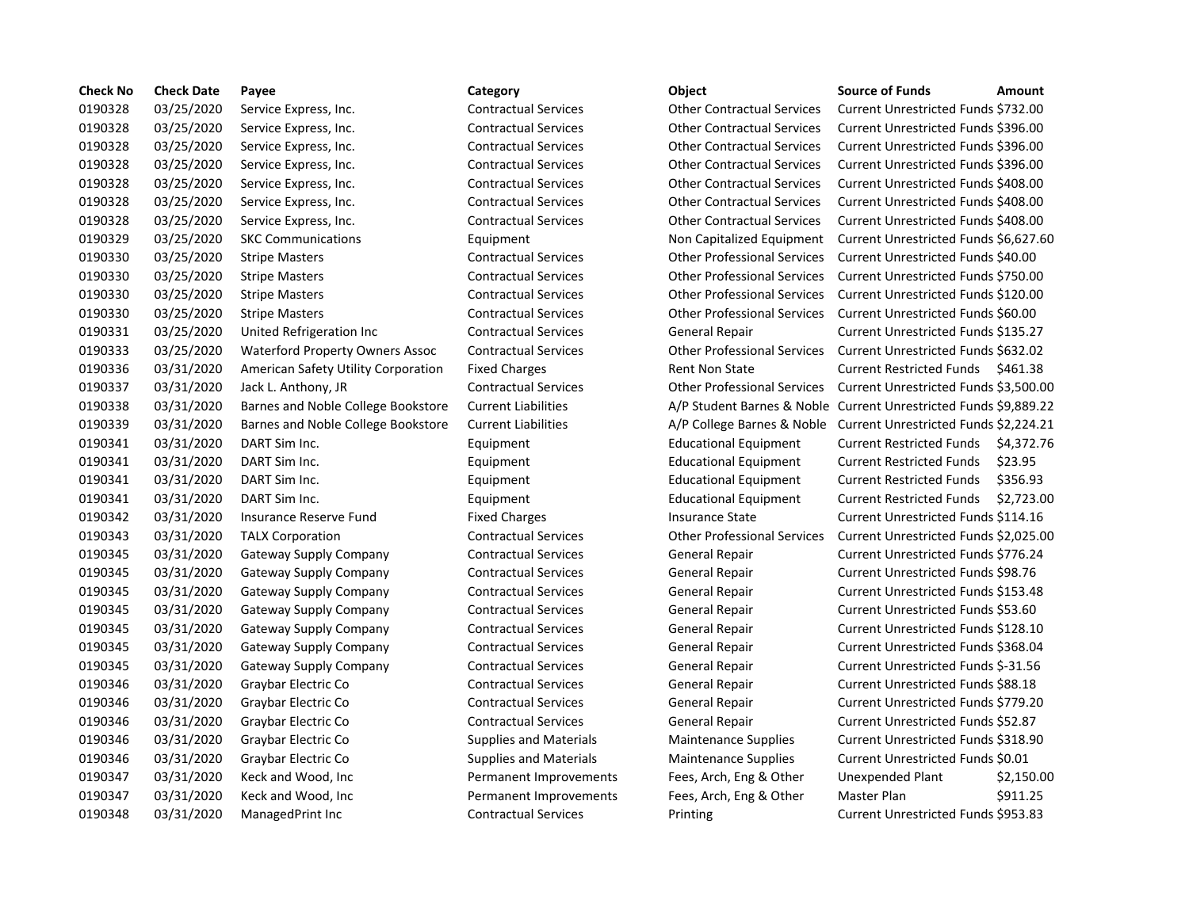| Check No | Check Date | Payee | Category | Object | Source of Funds | Amount |
|---|---|---|---|---|---|---|
| 0190328 | 03/25/2020 | Service Express, Inc. | Contractual Services | Other Contractual Services | Current Unrestricted Funds | $732.00 |
| 0190328 | 03/25/2020 | Service Express, Inc. | Contractual Services | Other Contractual Services | Current Unrestricted Funds | $396.00 |
| 0190328 | 03/25/2020 | Service Express, Inc. | Contractual Services | Other Contractual Services | Current Unrestricted Funds | $396.00 |
| 0190328 | 03/25/2020 | Service Express, Inc. | Contractual Services | Other Contractual Services | Current Unrestricted Funds | $396.00 |
| 0190328 | 03/25/2020 | Service Express, Inc. | Contractual Services | Other Contractual Services | Current Unrestricted Funds | $408.00 |
| 0190328 | 03/25/2020 | Service Express, Inc. | Contractual Services | Other Contractual Services | Current Unrestricted Funds | $408.00 |
| 0190328 | 03/25/2020 | Service Express, Inc. | Contractual Services | Other Contractual Services | Current Unrestricted Funds | $408.00 |
| 0190329 | 03/25/2020 | SKC Communications | Equipment | Non Capitalized Equipment | Current Unrestricted Funds | $6,627.60 |
| 0190330 | 03/25/2020 | Stripe Masters | Contractual Services | Other Professional Services | Current Unrestricted Funds | $40.00 |
| 0190330 | 03/25/2020 | Stripe Masters | Contractual Services | Other Professional Services | Current Unrestricted Funds | $750.00 |
| 0190330 | 03/25/2020 | Stripe Masters | Contractual Services | Other Professional Services | Current Unrestricted Funds | $120.00 |
| 0190330 | 03/25/2020 | Stripe Masters | Contractual Services | Other Professional Services | Current Unrestricted Funds | $60.00 |
| 0190331 | 03/25/2020 | United Refrigeration Inc | Contractual Services | General Repair | Current Unrestricted Funds | $135.27 |
| 0190333 | 03/25/2020 | Waterford Property Owners Assoc | Contractual Services | Other Professional Services | Current Unrestricted Funds | $632.02 |
| 0190336 | 03/31/2020 | American Safety Utility Corporation | Fixed Charges | Rent Non State | Current Restricted Funds | $461.38 |
| 0190337 | 03/31/2020 | Jack L. Anthony, JR | Contractual Services | Other Professional Services | Current Unrestricted Funds | $3,500.00 |
| 0190338 | 03/31/2020 | Barnes and Noble College Bookstore | Current Liabilities | A/P Student Barnes & Noble | Current Unrestricted Funds | $9,889.22 |
| 0190339 | 03/31/2020 | Barnes and Noble College Bookstore | Current Liabilities | A/P College Barnes & Noble | Current Unrestricted Funds | $2,224.21 |
| 0190341 | 03/31/2020 | DART Sim Inc. | Equipment | Educational Equipment | Current Restricted Funds | $4,372.76 |
| 0190341 | 03/31/2020 | DART Sim Inc. | Equipment | Educational Equipment | Current Restricted Funds | $23.95 |
| 0190341 | 03/31/2020 | DART Sim Inc. | Equipment | Educational Equipment | Current Restricted Funds | $356.93 |
| 0190341 | 03/31/2020 | DART Sim Inc. | Equipment | Educational Equipment | Current Restricted Funds | $2,723.00 |
| 0190342 | 03/31/2020 | Insurance Reserve Fund | Fixed Charges | Insurance State | Current Unrestricted Funds | $114.16 |
| 0190343 | 03/31/2020 | TALX Corporation | Contractual Services | Other Professional Services | Current Unrestricted Funds | $2,025.00 |
| 0190345 | 03/31/2020 | Gateway Supply Company | Contractual Services | General Repair | Current Unrestricted Funds | $776.24 |
| 0190345 | 03/31/2020 | Gateway Supply Company | Contractual Services | General Repair | Current Unrestricted Funds | $98.76 |
| 0190345 | 03/31/2020 | Gateway Supply Company | Contractual Services | General Repair | Current Unrestricted Funds | $153.48 |
| 0190345 | 03/31/2020 | Gateway Supply Company | Contractual Services | General Repair | Current Unrestricted Funds | $53.60 |
| 0190345 | 03/31/2020 | Gateway Supply Company | Contractual Services | General Repair | Current Unrestricted Funds | $128.10 |
| 0190345 | 03/31/2020 | Gateway Supply Company | Contractual Services | General Repair | Current Unrestricted Funds | $368.04 |
| 0190345 | 03/31/2020 | Gateway Supply Company | Contractual Services | General Repair | Current Unrestricted Funds | $-31.56 |
| 0190346 | 03/31/2020 | Graybar Electric Co | Contractual Services | General Repair | Current Unrestricted Funds | $88.18 |
| 0190346 | 03/31/2020 | Graybar Electric Co | Contractual Services | General Repair | Current Unrestricted Funds | $779.20 |
| 0190346 | 03/31/2020 | Graybar Electric Co | Contractual Services | General Repair | Current Unrestricted Funds | $52.87 |
| 0190346 | 03/31/2020 | Graybar Electric Co | Supplies and Materials | Maintenance Supplies | Current Unrestricted Funds | $318.90 |
| 0190346 | 03/31/2020 | Graybar Electric Co | Supplies and Materials | Maintenance Supplies | Current Unrestricted Funds | $0.01 |
| 0190347 | 03/31/2020 | Keck and Wood, Inc | Permanent Improvements | Fees, Arch, Eng & Other | Unexpended Plant | $2,150.00 |
| 0190347 | 03/31/2020 | Keck and Wood, Inc | Permanent Improvements | Fees, Arch, Eng & Other | Master Plan | $911.25 |
| 0190348 | 03/31/2020 | ManagedPrint Inc | Contractual Services | Printing | Current Unrestricted Funds | $953.83 |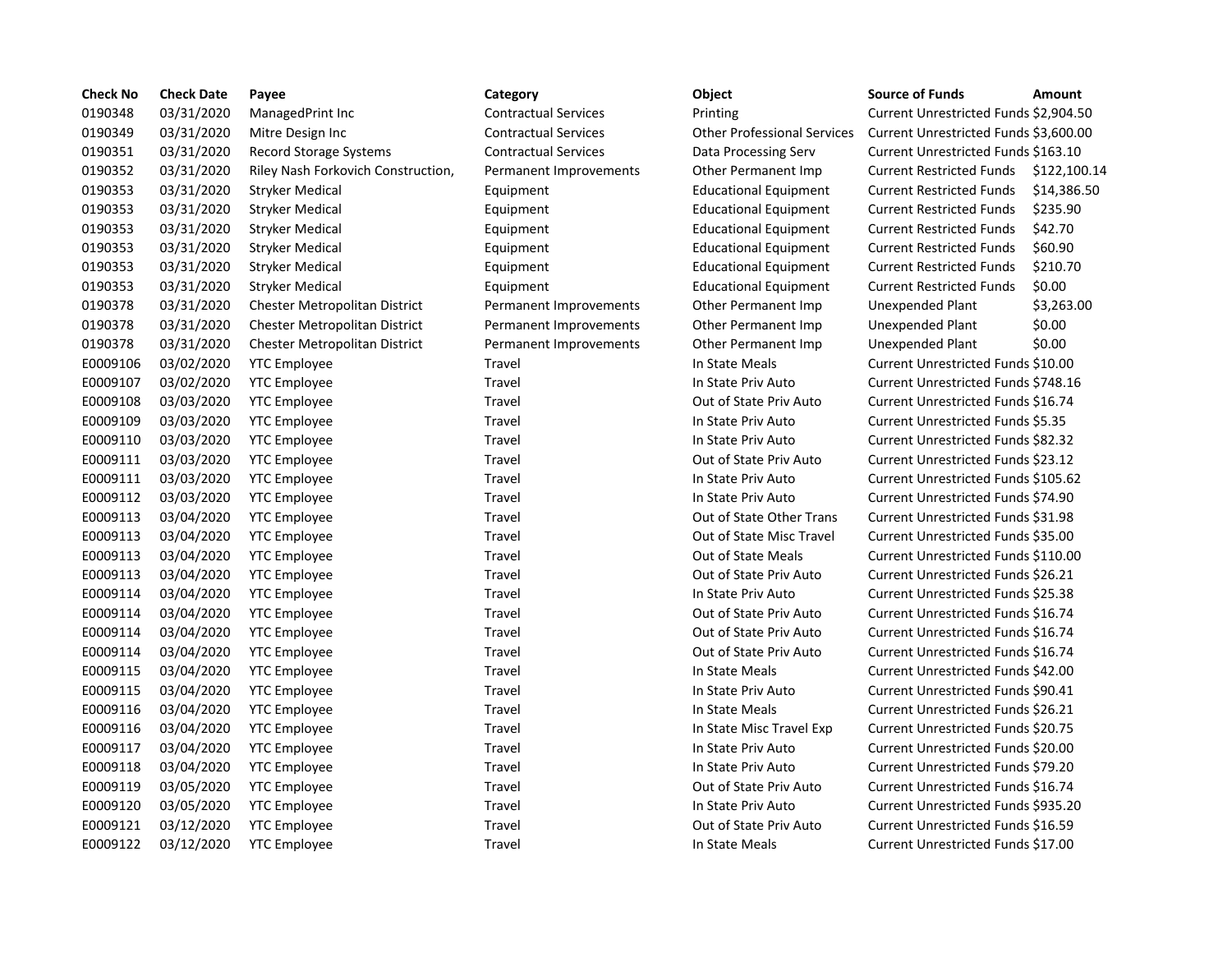| Check No | Check Date | Payee | Category | Object | Source of Funds | Amount |
|---|---|---|---|---|---|---|
| 0190348 | 03/31/2020 | ManagedPrint Inc | Contractual Services | Printing | Current Unrestricted Funds | $2,904.50 |
| 0190349 | 03/31/2020 | Mitre Design Inc | Contractual Services | Other Professional Services | Current Unrestricted Funds | $3,600.00 |
| 0190351 | 03/31/2020 | Record Storage Systems | Contractual Services | Data Processing Serv | Current Unrestricted Funds | $163.10 |
| 0190352 | 03/31/2020 | Riley Nash Forkovich Construction, | Permanent Improvements | Other Permanent Imp | Current Restricted Funds | $122,100.14 |
| 0190353 | 03/31/2020 | Stryker Medical | Equipment | Educational Equipment | Current Restricted Funds | $14,386.50 |
| 0190353 | 03/31/2020 | Stryker Medical | Equipment | Educational Equipment | Current Restricted Funds | $235.90 |
| 0190353 | 03/31/2020 | Stryker Medical | Equipment | Educational Equipment | Current Restricted Funds | $42.70 |
| 0190353 | 03/31/2020 | Stryker Medical | Equipment | Educational Equipment | Current Restricted Funds | $60.90 |
| 0190353 | 03/31/2020 | Stryker Medical | Equipment | Educational Equipment | Current Restricted Funds | $210.70 |
| 0190353 | 03/31/2020 | Stryker Medical | Equipment | Educational Equipment | Current Restricted Funds | $0.00 |
| 0190378 | 03/31/2020 | Chester Metropolitan District | Permanent Improvements | Other Permanent Imp | Unexpended Plant | $3,263.00 |
| 0190378 | 03/31/2020 | Chester Metropolitan District | Permanent Improvements | Other Permanent Imp | Unexpended Plant | $0.00 |
| 0190378 | 03/31/2020 | Chester Metropolitan District | Permanent Improvements | Other Permanent Imp | Unexpended Plant | $0.00 |
| E0009106 | 03/02/2020 | YTC Employee | Travel | In State Meals | Current Unrestricted Funds | $10.00 |
| E0009107 | 03/02/2020 | YTC Employee | Travel | In State Priv Auto | Current Unrestricted Funds | $748.16 |
| E0009108 | 03/03/2020 | YTC Employee | Travel | Out of State Priv Auto | Current Unrestricted Funds | $16.74 |
| E0009109 | 03/03/2020 | YTC Employee | Travel | In State Priv Auto | Current Unrestricted Funds | $5.35 |
| E0009110 | 03/03/2020 | YTC Employee | Travel | In State Priv Auto | Current Unrestricted Funds | $82.32 |
| E0009111 | 03/03/2020 | YTC Employee | Travel | Out of State Priv Auto | Current Unrestricted Funds | $23.12 |
| E0009111 | 03/03/2020 | YTC Employee | Travel | In State Priv Auto | Current Unrestricted Funds | $105.62 |
| E0009112 | 03/03/2020 | YTC Employee | Travel | In State Priv Auto | Current Unrestricted Funds | $74.90 |
| E0009113 | 03/04/2020 | YTC Employee | Travel | Out of State Other Trans | Current Unrestricted Funds | $31.98 |
| E0009113 | 03/04/2020 | YTC Employee | Travel | Out of State Misc Travel | Current Unrestricted Funds | $35.00 |
| E0009113 | 03/04/2020 | YTC Employee | Travel | Out of State Meals | Current Unrestricted Funds | $110.00 |
| E0009113 | 03/04/2020 | YTC Employee | Travel | Out of State Priv Auto | Current Unrestricted Funds | $26.21 |
| E0009114 | 03/04/2020 | YTC Employee | Travel | In State Priv Auto | Current Unrestricted Funds | $25.38 |
| E0009114 | 03/04/2020 | YTC Employee | Travel | Out of State Priv Auto | Current Unrestricted Funds | $16.74 |
| E0009114 | 03/04/2020 | YTC Employee | Travel | Out of State Priv Auto | Current Unrestricted Funds | $16.74 |
| E0009114 | 03/04/2020 | YTC Employee | Travel | Out of State Priv Auto | Current Unrestricted Funds | $16.74 |
| E0009115 | 03/04/2020 | YTC Employee | Travel | In State Meals | Current Unrestricted Funds | $42.00 |
| E0009115 | 03/04/2020 | YTC Employee | Travel | In State Priv Auto | Current Unrestricted Funds | $90.41 |
| E0009116 | 03/04/2020 | YTC Employee | Travel | In State Meals | Current Unrestricted Funds | $26.21 |
| E0009116 | 03/04/2020 | YTC Employee | Travel | In State Misc Travel Exp | Current Unrestricted Funds | $20.75 |
| E0009117 | 03/04/2020 | YTC Employee | Travel | In State Priv Auto | Current Unrestricted Funds | $20.00 |
| E0009118 | 03/04/2020 | YTC Employee | Travel | In State Priv Auto | Current Unrestricted Funds | $79.20 |
| E0009119 | 03/05/2020 | YTC Employee | Travel | Out of State Priv Auto | Current Unrestricted Funds | $16.74 |
| E0009120 | 03/05/2020 | YTC Employee | Travel | In State Priv Auto | Current Unrestricted Funds | $935.20 |
| E0009121 | 03/12/2020 | YTC Employee | Travel | Out of State Priv Auto | Current Unrestricted Funds | $16.59 |
| E0009122 | 03/12/2020 | YTC Employee | Travel | In State Meals | Current Unrestricted Funds | $17.00 |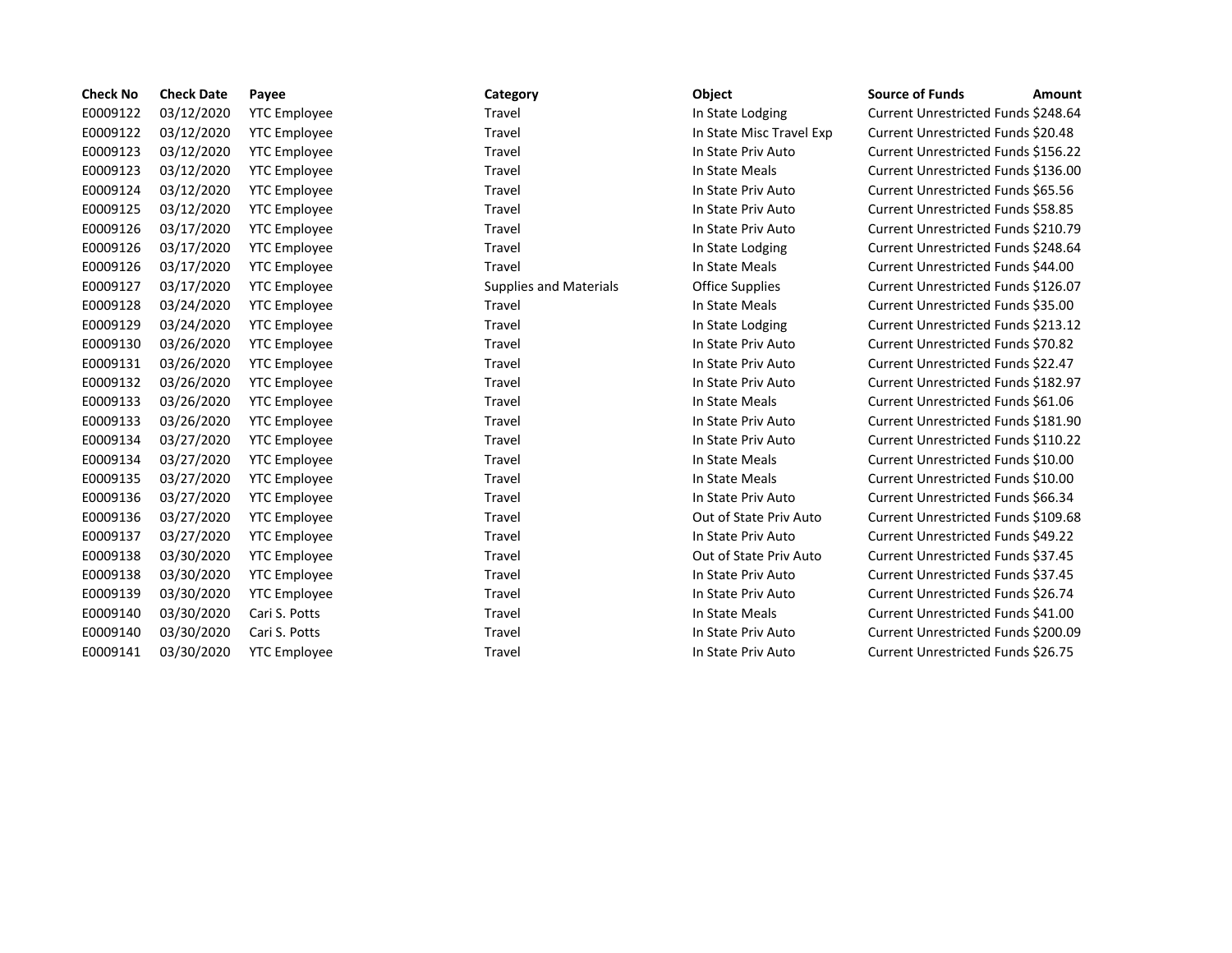| Check No | Check Date | Payee | Category | Object | Source of Funds | Amount |
|---|---|---|---|---|---|---|
| E0009122 | 03/12/2020 | YTC Employee | Travel | In State Lodging | Current Unrestricted Funds | $248.64 |
| E0009122 | 03/12/2020 | YTC Employee | Travel | In State Misc Travel Exp | Current Unrestricted Funds | $20.48 |
| E0009123 | 03/12/2020 | YTC Employee | Travel | In State Priv Auto | Current Unrestricted Funds | $156.22 |
| E0009123 | 03/12/2020 | YTC Employee | Travel | In State Meals | Current Unrestricted Funds | $136.00 |
| E0009124 | 03/12/2020 | YTC Employee | Travel | In State Priv Auto | Current Unrestricted Funds | $65.56 |
| E0009125 | 03/12/2020 | YTC Employee | Travel | In State Priv Auto | Current Unrestricted Funds | $58.85 |
| E0009126 | 03/17/2020 | YTC Employee | Travel | In State Priv Auto | Current Unrestricted Funds | $210.79 |
| E0009126 | 03/17/2020 | YTC Employee | Travel | In State Lodging | Current Unrestricted Funds | $248.64 |
| E0009126 | 03/17/2020 | YTC Employee | Travel | In State Meals | Current Unrestricted Funds | $44.00 |
| E0009127 | 03/17/2020 | YTC Employee | Supplies and Materials | Office Supplies | Current Unrestricted Funds | $126.07 |
| E0009128 | 03/24/2020 | YTC Employee | Travel | In State Meals | Current Unrestricted Funds | $35.00 |
| E0009129 | 03/24/2020 | YTC Employee | Travel | In State Lodging | Current Unrestricted Funds | $213.12 |
| E0009130 | 03/26/2020 | YTC Employee | Travel | In State Priv Auto | Current Unrestricted Funds | $70.82 |
| E0009131 | 03/26/2020 | YTC Employee | Travel | In State Priv Auto | Current Unrestricted Funds | $22.47 |
| E0009132 | 03/26/2020 | YTC Employee | Travel | In State Priv Auto | Current Unrestricted Funds | $182.97 |
| E0009133 | 03/26/2020 | YTC Employee | Travel | In State Meals | Current Unrestricted Funds | $61.06 |
| E0009133 | 03/26/2020 | YTC Employee | Travel | In State Priv Auto | Current Unrestricted Funds | $181.90 |
| E0009134 | 03/27/2020 | YTC Employee | Travel | In State Priv Auto | Current Unrestricted Funds | $110.22 |
| E0009134 | 03/27/2020 | YTC Employee | Travel | In State Meals | Current Unrestricted Funds | $10.00 |
| E0009135 | 03/27/2020 | YTC Employee | Travel | In State Meals | Current Unrestricted Funds | $10.00 |
| E0009136 | 03/27/2020 | YTC Employee | Travel | In State Priv Auto | Current Unrestricted Funds | $66.34 |
| E0009136 | 03/27/2020 | YTC Employee | Travel | Out of State Priv Auto | Current Unrestricted Funds | $109.68 |
| E0009137 | 03/27/2020 | YTC Employee | Travel | In State Priv Auto | Current Unrestricted Funds | $49.22 |
| E0009138 | 03/30/2020 | YTC Employee | Travel | Out of State Priv Auto | Current Unrestricted Funds | $37.45 |
| E0009138 | 03/30/2020 | YTC Employee | Travel | In State Priv Auto | Current Unrestricted Funds | $37.45 |
| E0009139 | 03/30/2020 | YTC Employee | Travel | In State Priv Auto | Current Unrestricted Funds | $26.74 |
| E0009140 | 03/30/2020 | Cari S. Potts | Travel | In State Meals | Current Unrestricted Funds | $41.00 |
| E0009140 | 03/30/2020 | Cari S. Potts | Travel | In State Priv Auto | Current Unrestricted Funds | $200.09 |
| E0009141 | 03/30/2020 | YTC Employee | Travel | In State Priv Auto | Current Unrestricted Funds | $26.75 |